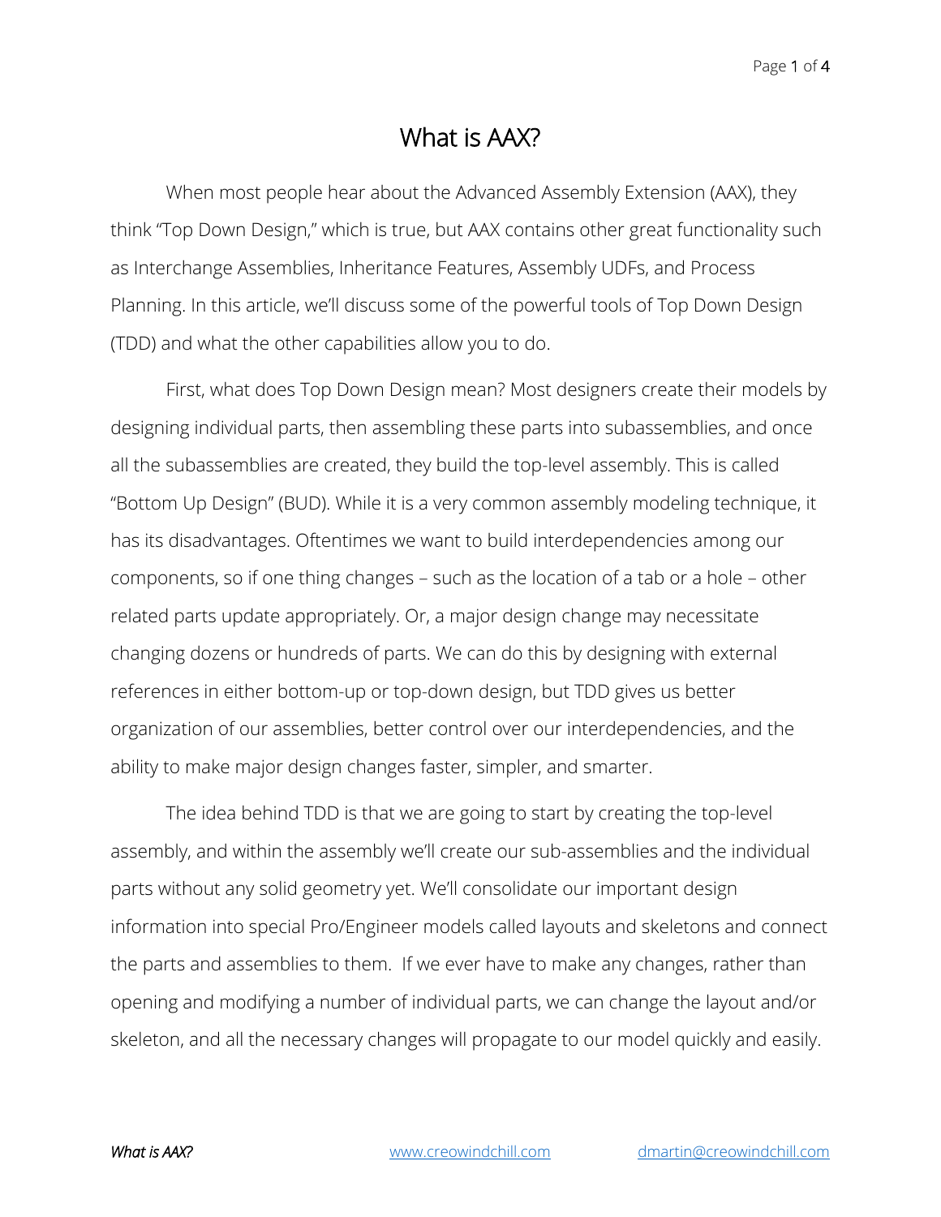# What is AAX?

When most people hear about the Advanced Assembly Extension (AAX), they think "Top Down Design," which is true, but AAX contains other great functionality such as Interchange Assemblies, Inheritance Features, Assembly UDFs, and Process Planning. In this article, we'll discuss some of the powerful tools of Top Down Design (TDD) and what the other capabilities allow you to do.

First, what does Top Down Design mean? Most designers create their models by designing individual parts, then assembling these parts into subassemblies, and once all the subassemblies are created, they build the top-level assembly. This is called "Bottom Up Design" (BUD). While it is a very common assembly modeling technique, it has its disadvantages. Oftentimes we want to build interdependencies among our components, so if one thing changes – such as the location of a tab or a hole – other related parts update appropriately. Or, a major design change may necessitate changing dozens or hundreds of parts. We can do this by designing with external references in either bottom-up or top-down design, but TDD gives us better organization of our assemblies, better control over our interdependencies, and the ability to make major design changes faster, simpler, and smarter.

The idea behind TDD is that we are going to start by creating the top-level assembly, and within the assembly we'll create our sub-assemblies and the individual parts without any solid geometry yet. We'll consolidate our important design information into special Pro/Engineer models called layouts and skeletons and connect the parts and assemblies to them. If we ever have to make any changes, rather than opening and modifying a number of individual parts, we can change the layout and/or skeleton, and all the necessary changes will propagate to our model quickly and easily.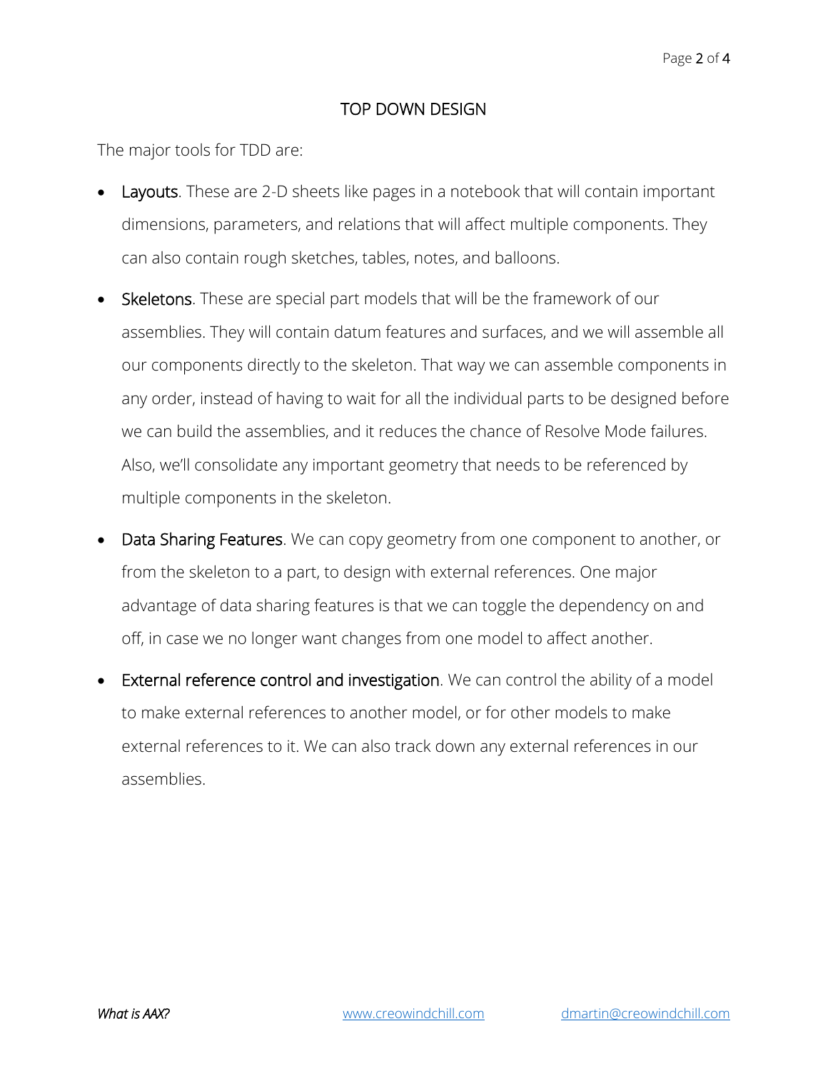# TOP DOWN DESIGN

The major tools for TDD are:

- Layouts. These are 2-D sheets like pages in a notebook that will contain important dimensions, parameters, and relations that will affect multiple components. They can also contain rough sketches, tables, notes, and balloons.
- Skeletons. These are special part models that will be the framework of our assemblies. They will contain datum features and surfaces, and we will assemble all our components directly to the skeleton. That way we can assemble components in any order, instead of having to wait for all the individual parts to be designed before we can build the assemblies, and it reduces the chance of Resolve Mode failures. Also, we'll consolidate any important geometry that needs to be referenced by multiple components in the skeleton.
- Data Sharing Features. We can copy geometry from one component to another, or from the skeleton to a part, to design with external references. One major advantage of data sharing features is that we can toggle the dependency on and off, in case we no longer want changes from one model to affect another.
- External reference control and investigation. We can control the ability of a model to make external references to another model, or for other models to make external references to it. We can also track down any external references in our assemblies.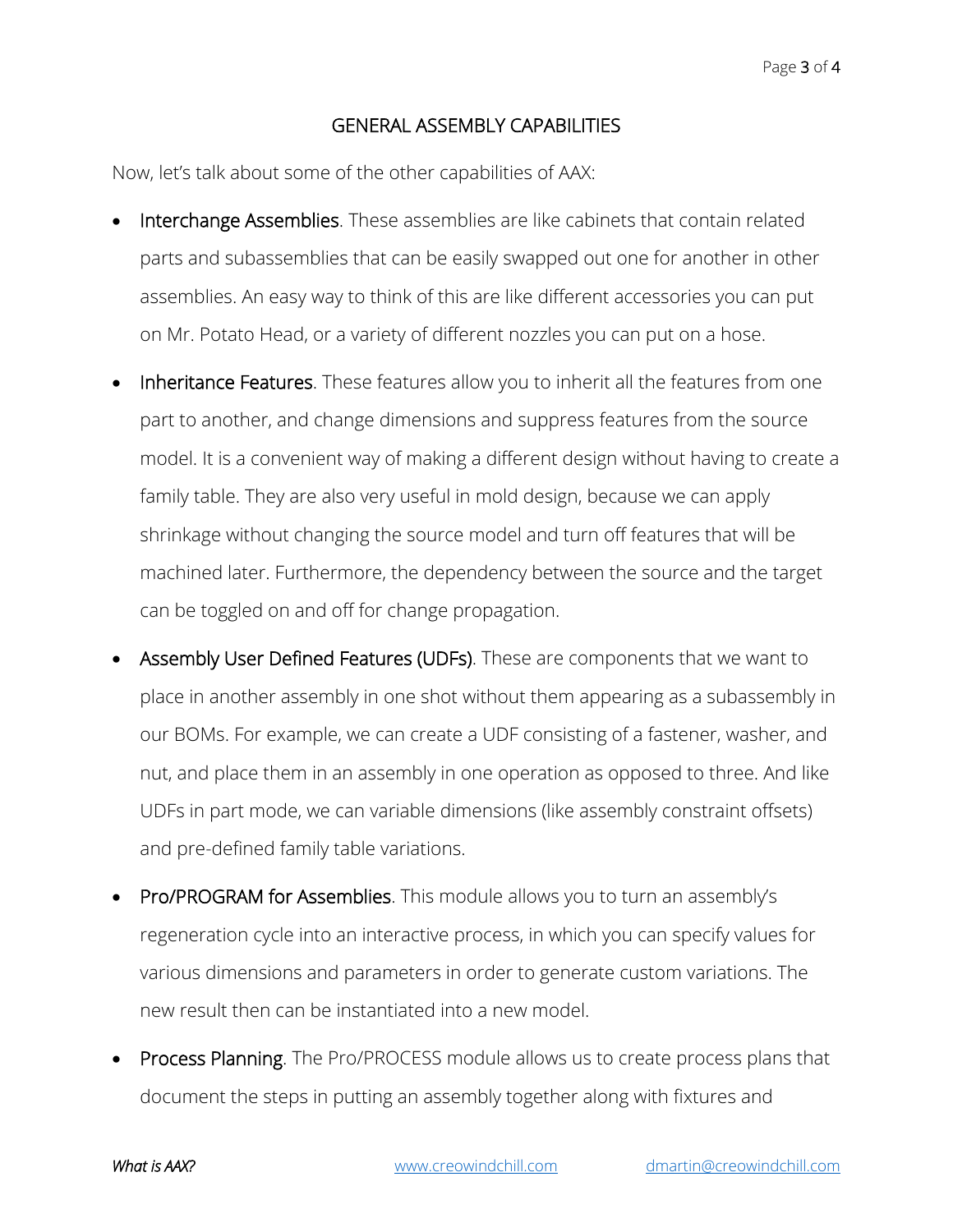## GENERAL ASSEMBLY CAPABILITIES

Now, let's talk about some of the other capabilities of AAX:

- Interchange Assemblies. These assemblies are like cabinets that contain related parts and subassemblies that can be easily swapped out one for another in other assemblies. An easy way to think of this are like different accessories you can put on Mr. Potato Head, or a variety of different nozzles you can put on a hose.
- Inheritance Features. These features allow you to inherit all the features from one part to another, and change dimensions and suppress features from the source model. It is a convenient way of making a different design without having to create a family table. They are also very useful in mold design, because we can apply shrinkage without changing the source model and turn off features that will be machined later. Furthermore, the dependency between the source and the target can be toggled on and off for change propagation.
- Assembly User Defined Features (UDFs). These are components that we want to place in another assembly in one shot without them appearing as a subassembly in our BOMs. For example, we can create a UDF consisting of a fastener, washer, and nut, and place them in an assembly in one operation as opposed to three. And like UDFs in part mode, we can variable dimensions (like assembly constraint offsets) and pre-defined family table variations.
- Pro/PROGRAM for Assemblies. This module allows you to turn an assembly's regeneration cycle into an interactive process, in which you can specify values for various dimensions and parameters in order to generate custom variations. The new result then can be instantiated into a new model.
- Process Planning. The Pro/PROCESS module allows us to create process plans that document the steps in putting an assembly together along with fixtures and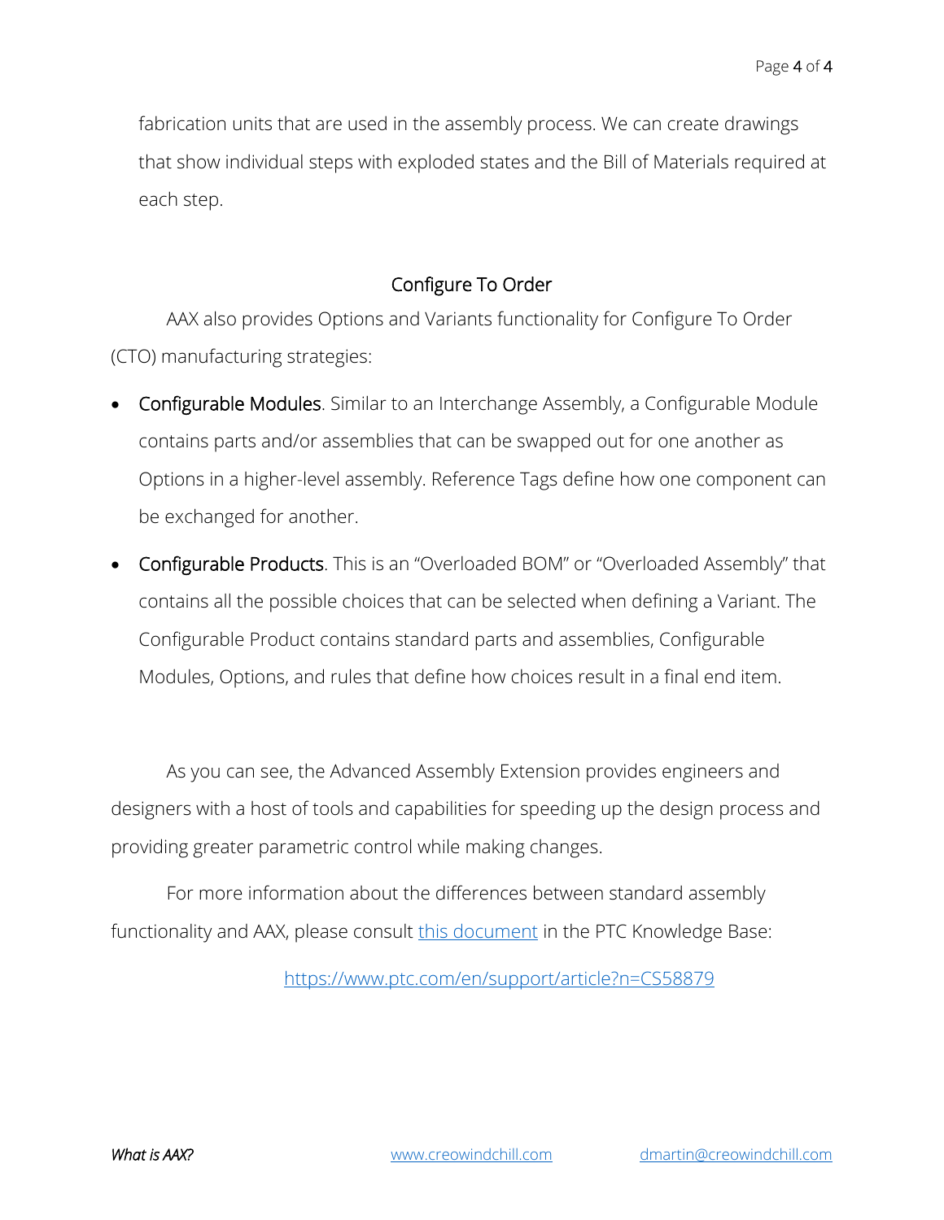fabrication units that are used in the assembly process. We can create drawings that show individual steps with exploded states and the Bill of Materials required at each step.

## Configure To Order

AAX also provides Options and Variants functionality for Configure To Order (CTO) manufacturing strategies:

- Configurable Modules. Similar to an Interchange Assembly, a Configurable Module contains parts and/or assemblies that can be swapped out for one another as Options in a higher-level assembly. Reference Tags define how one component can be exchanged for another.
- Configurable Products. This is an "Overloaded BOM" or "Overloaded Assembly" that contains all the possible choices that can be selected when defining a Variant. The Configurable Product contains standard parts and assemblies, Configurable Modules, Options, and rules that define how choices result in a final end item.

As you can see, the Advanced Assembly Extension provides engineers and designers with a host of tools and capabilities for speeding up the design process and providing greater parametric control while making changes.

For more information about the differences between standard assembly functionality and AAX, please consult [this document](https://www.ptc.com/en/support/article?n=CS58879) in the PTC Knowledge Base:

https://www.ptc.com/en/support/article?n=CS58879